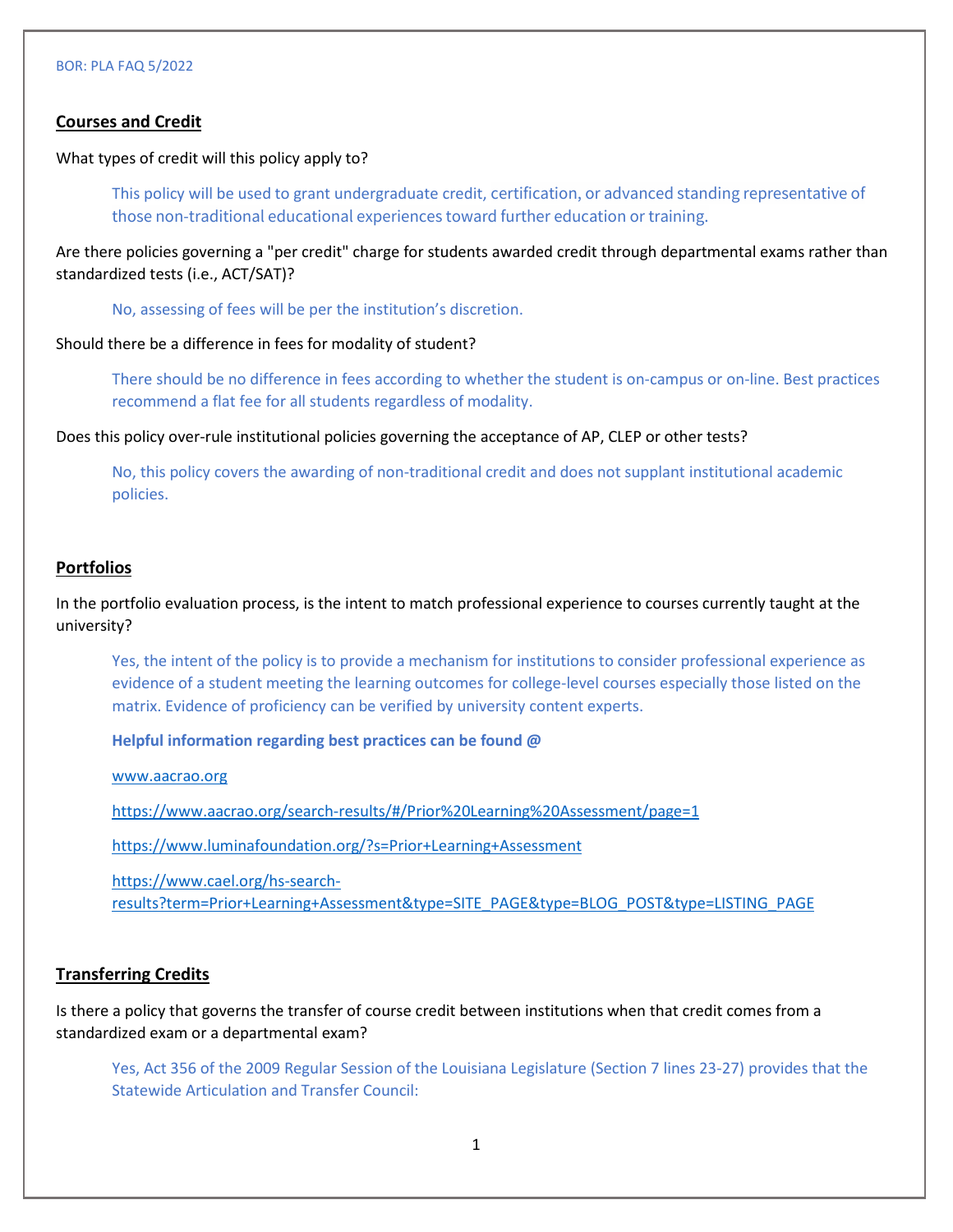BOR: PLA FAQ 5/2022

## Courses and Credit

What types of credit will this policy apply to?

> This policy will be used to grant undergraduate credit, certification, or advanced standing representative of those non-traditional educational experiences toward further education or training.

Are there policies governing a "per credit" charge for students awarded credit through departmental exams rather than standardized tests (i.e., ACT/SAT)?

> No, assessing of fees will be per the institution's discretion.

Should there be a difference in fees for modality of student?

> There should be no difference in fees according to whether the student is on-campus or on-line. Best practices recommend a flat fee for all students regardless of modality.

Does this policy over-rule institutional policies governing the acceptance of AP, CLEP or other tests?

> No, this policy covers the awarding of non-traditional credit and does not supplant institutional academic policies.

## Portfolios

In the portfolio evaluation process, is the intent to match professional experience to courses currently taught at the university?

> Yes, the intent of the policy is to provide a mechanism for institutions to consider professional experience as evidence of a student meeting the learning outcomes for college-level courses especially those listed on the matrix. Evidence of proficiency can be verified by university content experts.
>
> **Helpful information regarding best practices can be found @**
>
> www.aacrao.org
>
> https://www.aacrao.org/search-results/#/Prior%20Learning%20Assessment/page=1
>
> https://www.luminafoundation.org/?s=Prior+Learning+Assessment
>
> https://www.cael.org/hs-search-results?term=Prior+Learning+Assessment&type=SITE_PAGE&type=BLOG_POST&type=LISTING_PAGE

## Transferring Credits

Is there a policy that governs the transfer of course credit between institutions when that credit comes from a standardized exam or a departmental exam?

> Yes, Act 356 of the 2009 Regular Session of the Louisiana Legislature (Section 7 lines 23-27) provides that the Statewide Articulation and Transfer Council: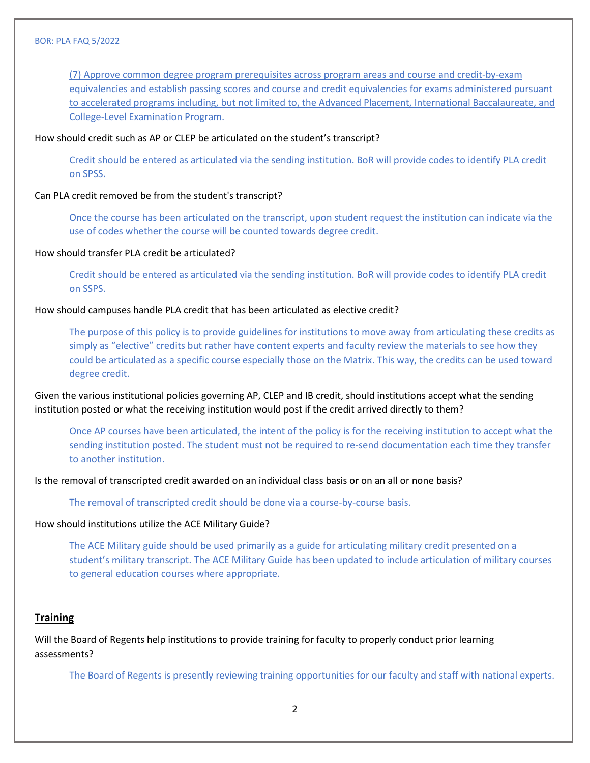(7) Approve common degree program prerequisites across program areas and course and credit-by-exam equivalencies and establish passing scores and course and credit equivalencies for exams administered pursuant to accelerated programs including, but not limited to, the Advanced Placement, International Baccalaureate, and College-Level Examination Program.

How should credit such as AP or CLEP be articulated on the student's transcript?

Credit should be entered as articulated via the sending institution. BoR will provide codes to identify PLA credit on SPSS.

Can PLA credit removed be from the student's transcript?

Once the course has been articulated on the transcript, upon student request the institution can indicate via the use of codes whether the course will be counted towards degree credit.

How should transfer PLA credit be articulated?

Credit should be entered as articulated via the sending institution. BoR will provide codes to identify PLA credit on SSPS.

How should campuses handle PLA credit that has been articulated as elective credit?

The purpose of this policy is to provide guidelines for institutions to move away from articulating these credits as simply as "elective" credits but rather have content experts and faculty review the materials to see how they could be articulated as a specific course especially those on the Matrix. This way, the credits can be used toward degree credit.

Given the various institutional policies governing AP, CLEP and IB credit, should institutions accept what the sending institution posted or what the receiving institution would post if the credit arrived directly to them?

Once AP courses have been articulated, the intent of the policy is for the receiving institution to accept what the sending institution posted. The student must not be required to re-send documentation each time they transfer to another institution.

Is the removal of transcripted credit awarded on an individual class basis or on an all or none basis?

The removal of transcripted credit should be done via a course-by-course basis.

How should institutions utilize the ACE Military Guide?

The ACE Military guide should be used primarily as a guide for articulating military credit presented on a student's military transcript. The ACE Military Guide has been updated to include articulation of military courses to general education courses where appropriate.

## Training

Will the Board of Regents help institutions to provide training for faculty to properly conduct prior learning assessments?

The Board of Regents is presently reviewing training opportunities for our faculty and staff with national experts.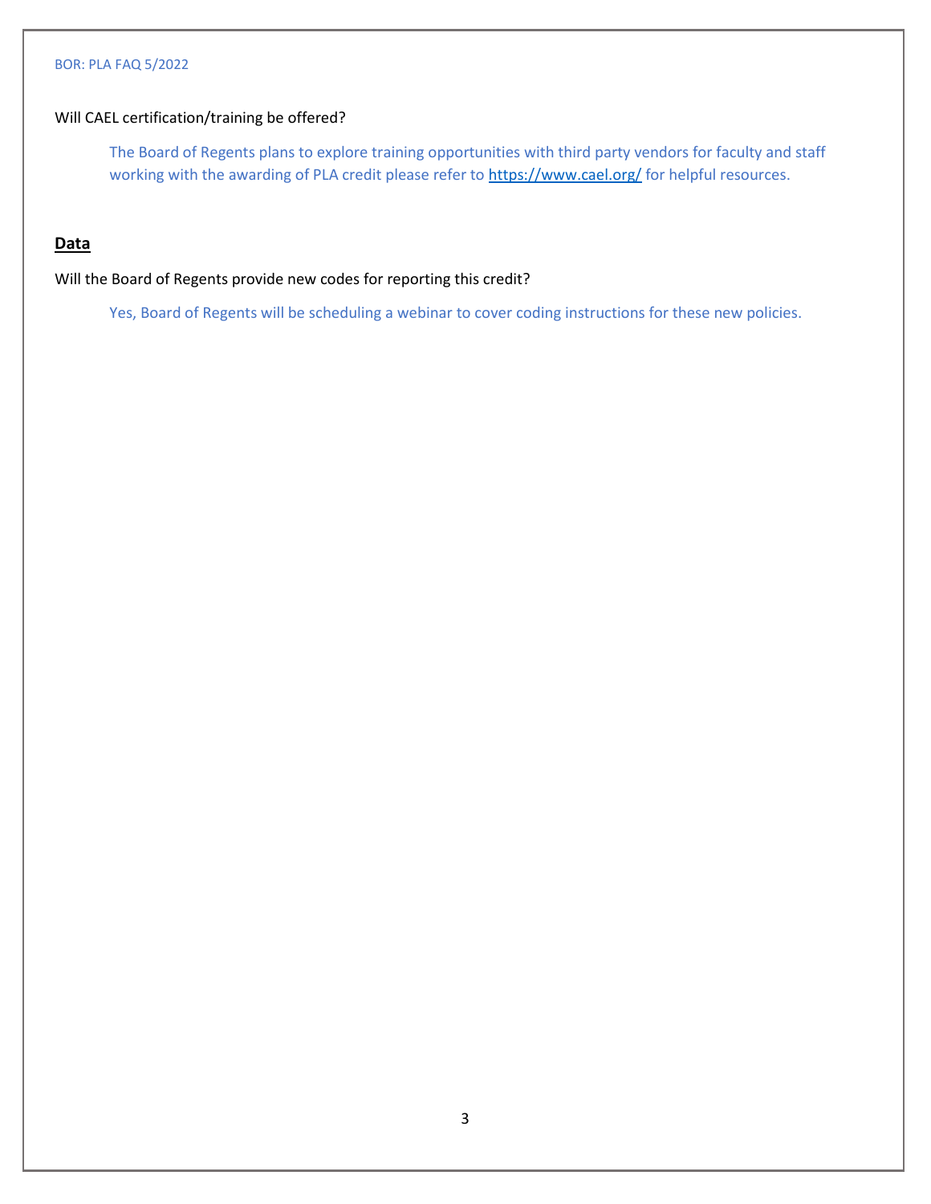Will CAEL certification/training be offered?

The Board of Regents plans to explore training opportunities with third party vendors for faculty and staff working with the awarding of PLA credit please refer to https://www.cael.org/ for helpful resources.

## Data

Will the Board of Regents provide new codes for reporting this credit?

Yes, Board of Regents will be scheduling a webinar to cover coding instructions for these new policies.